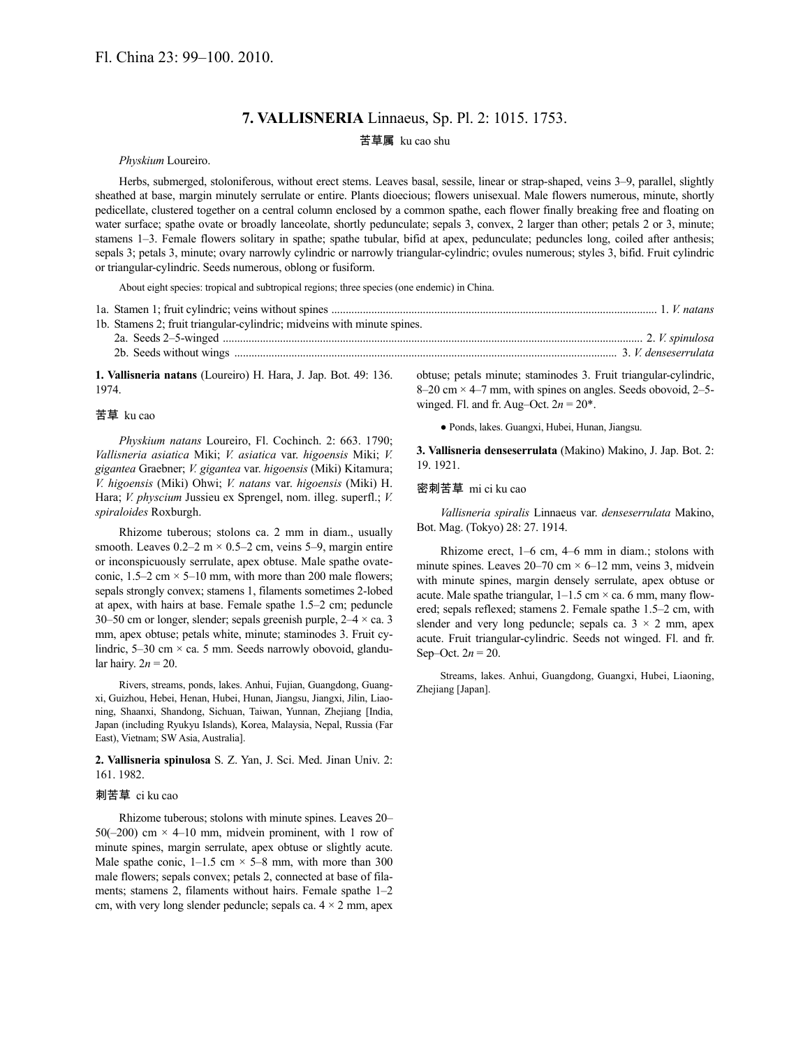Fl. China 23: 99–100. 2010.

## 7. VALLISNERIA Linnaeus, Sp. Pl. 2: 1015. 1753.

苦草属 ku cao shu

*Physkium* Loureiro.

Herbs, submerged, stoloniferous, without erect stems. Leaves basal, sessile, linear or strap-shaped, veins 3–9, parallel, slightly sheathed at base, margin minutely serrulate or entire. Plants dioecious; flowers unisexual. Male flowers numerous, minute, shortly pedicellate, clustered together on a central column enclosed by a common spathe, each flower finally breaking free and floating on water surface; spathe ovate or broadly lanceolate, shortly pedunculate; sepals 3, convex, 2 larger than other; petals 2 or 3, minute; stamens 1–3. Female flowers solitary in spathe; spathe tubular, bifid at apex, pedunculate; peduncles long, coiled after anthesis; sepals 3; petals 3, minute; ovary narrowly cylindric or narrowly triangular-cylindric; ovules numerous; styles 3, bifid. Fruit cylindric or triangular-cylindric. Seeds numerous, oblong or fusiform.

About eight species: tropical and subtropical regions; three species (one endemic) in China.

1a. Stamen 1; fruit cylindric; veins without spines ..... 1. *V. natans*
1b. Stamens 2; fruit triangular-cylindric; midveins with minute spines.
  2a. Seeds 2–5-winged ..... 2. *V. spinulosa*
  2b. Seeds without wings ..... 3. *V. denseserrulata*

**1. Vallisneria natans** (Loureiro) H. Hara, J. Jap. Bot. 49: 136. 1974.

苦草 ku cao

*Physkium natans* Loureiro, Fl. Cochinch. 2: 663. 1790; *Vallisneria asiatica* Miki; *V. asiatica* var. *higoensis* Miki; *V. gigantea* Graebner; *V. gigantea* var. *higoensis* (Miki) Kitamura; *V. higoensis* (Miki) Ohwi; *V. natans* var. *higoensis* (Miki) H. Hara; *V. physcium* Jussieu ex Sprengel, nom. illeg. superfl.; *V. spiraloides* Roxburgh.

Rhizome tuberous; stolons ca. 2 mm in diam., usually smooth. Leaves 0.2–2 m × 0.5–2 cm, veins 5–9, margin entire or inconspicuously serrulate, apex obtuse. Male spathe ovate-conic, 1.5–2 cm × 5–10 mm, with more than 200 male flowers; sepals strongly convex; stamens 1, filaments sometimes 2-lobed at apex, with hairs at base. Female spathe 1.5–2 cm; peduncle 30–50 cm or longer, slender; sepals greenish purple, 2–4 × ca. 3 mm, apex obtuse; petals white, minute; staminodes 3. Fruit cylindric, 5–30 cm × ca. 5 mm. Seeds narrowly obovoid, glandular hairy. $2n = 20$.

Rivers, streams, ponds, lakes. Anhui, Fujian, Guangdong, Guangxi, Guizhou, Hebei, Henan, Hubei, Hunan, Jiangsu, Jiangxi, Jilin, Liaoning, Shaanxi, Shandong, Sichuan, Taiwan, Yunnan, Zhejiang [India, Japan (including Ryukyu Islands), Korea, Malaysia, Nepal, Russia (Far East), Vietnam; SW Asia, Australia].

**2. Vallisneria spinulosa** S. Z. Yan, J. Sci. Med. Jinan Univ. 2: 161. 1982.

刺苦草 ci ku cao

Rhizome tuberous; stolons with minute spines. Leaves 20–50(–200) cm × 4–10 mm, midvein prominent, with 1 row of minute spines, margin serrulate, apex obtuse or slightly acute. Male spathe conic, 1–1.5 cm × 5–8 mm, with more than 300 male flowers; sepals convex; petals 2, connected at base of filaments; stamens 2, filaments without hairs. Female spathe 1–2 cm, with very long slender peduncle; sepals ca. 4 × 2 mm, apex obtuse; petals minute; staminodes 3. Fruit triangular-cylindric, 8–20 cm × 4–7 mm, with spines on angles. Seeds obovoid, 2–5-winged. Fl. and fr. Aug–Oct. $2n = 20$*.

● Ponds, lakes. Guangxi, Hubei, Hunan, Jiangsu.

**3. Vallisneria denseserrulata** (Makino) Makino, J. Jap. Bot. 2: 19. 1921.

密刺苦草 mi ci ku cao

*Vallisneria spiralis* Linnaeus var. *denseserrulata* Makino, Bot. Mag. (Tokyo) 28: 27. 1914.

Rhizome erect, 1–6 cm, 4–6 mm in diam.; stolons with minute spines. Leaves 20–70 cm × 6–12 mm, veins 3, midvein with minute spines, margin densely serrulate, apex obtuse or acute. Male spathe triangular, 1–1.5 cm × ca. 6 mm, many flowered; sepals reflexed; stamens 2. Female spathe 1.5–2 cm, with slender and very long peduncle; sepals ca. 3 × 2 mm, apex acute. Fruit triangular-cylindric. Seeds not winged. Fl. and fr. Sep–Oct. $2n = 20$.

Streams, lakes. Anhui, Guangdong, Guangxi, Hubei, Liaoning, Zhejiang [Japan].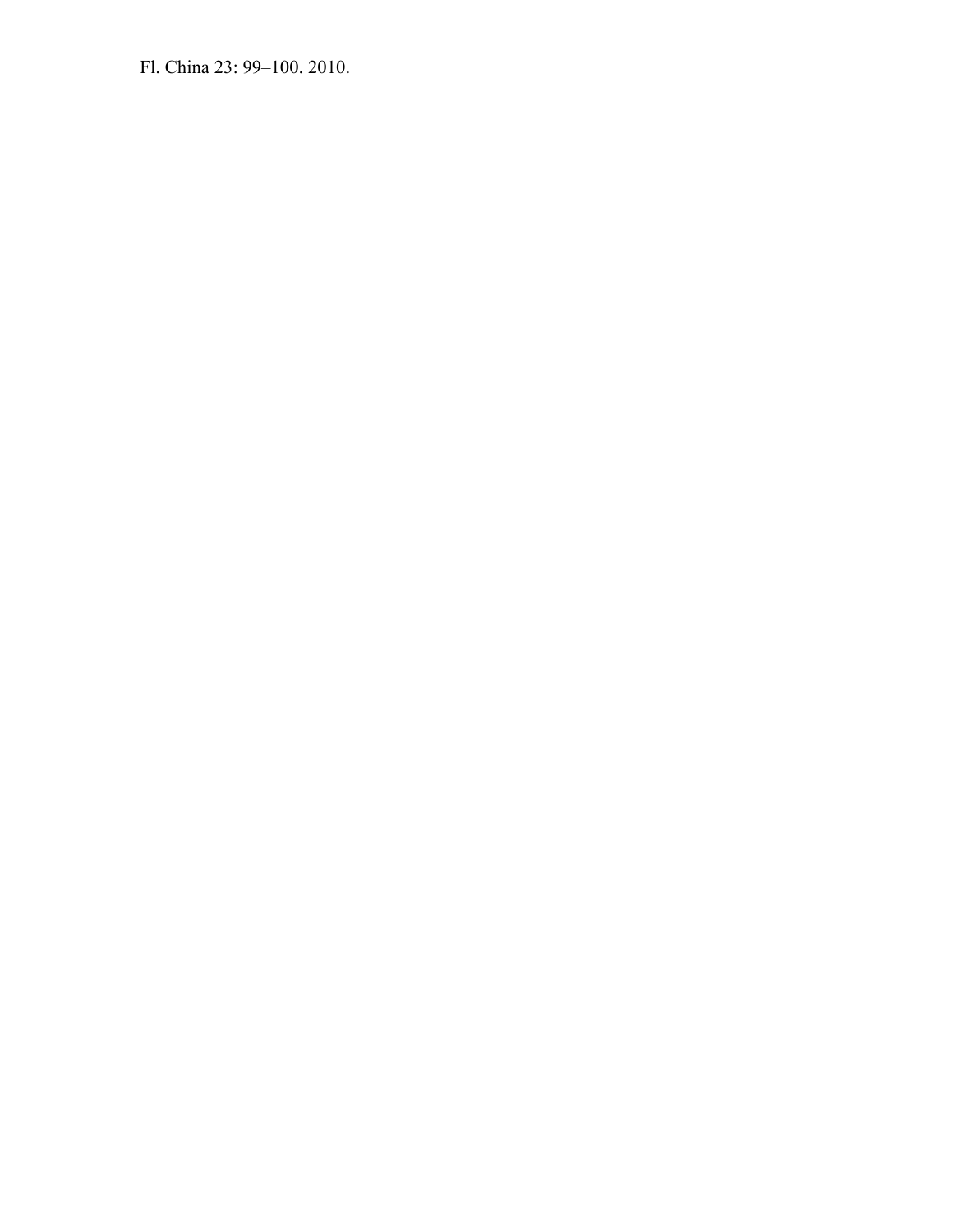Fl. China 23: 99–100. 2010.